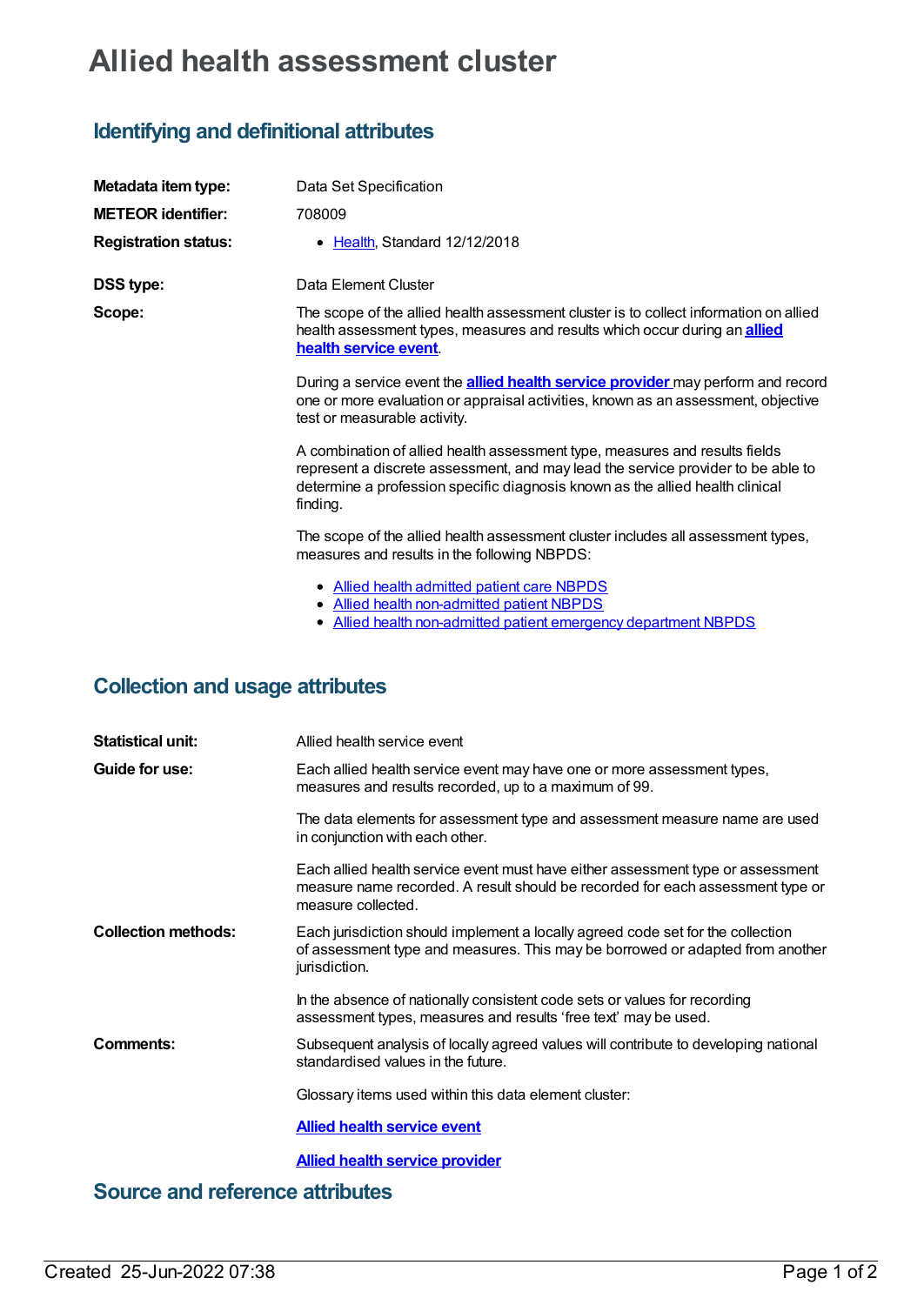# Allied health assessment cluster

## Identifying and definitional attributes

| | |
|---|---|
| **Metadata item type:** | Data Set Specification |
| **METEOR identifier:** | 708009 |
| **Registration status:** | • Health, Standard 12/12/2018 |
| **DSS type:** | Data Element Cluster |
| **Scope:** | The scope of the allied health assessment cluster is to collect information on allied health assessment types, measures and results which occur during an **allied health service event**.<br><br>During a service event the **allied health service provider** may perform and record one or more evaluation or appraisal activities, known as an assessment, objective test or measurable activity.<br><br>A combination of allied health assessment type, measures and results fields represent a discrete assessment, and may lead the service provider to be able to determine a profession specific diagnosis known as the allied health clinical finding.<br><br>The scope of the allied health assessment cluster includes all assessment types, measures and results in the following NBPDS:<br><br>• Allied health admitted patient care NBPDS<br>• Allied health non-admitted patient NBPDS<br>• Allied health non-admitted patient emergency department NBPDS |

## Collection and usage attributes

| | |
|---|---|
| **Statistical unit:** | Allied health service event |
| **Guide for use:** | Each allied health service event may have one or more assessment types, measures and results recorded, up to a maximum of 99.<br><br>The data elements for assessment type and assessment measure name are used in conjunction with each other.<br><br>Each allied health service event must have either assessment type or assessment measure name recorded. A result should be recorded for each assessment type or measure collected. |
| **Collection methods:** | Each jurisdiction should implement a locally agreed code set for the collection of assessment type and measures. This may be borrowed or adapted from another jurisdiction.<br><br>In the absence of nationally consistent code sets or values for recording assessment types, measures and results 'free text' may be used. |
| **Comments:** | Subsequent analysis of locally agreed values will contribute to developing national standardised values in the future.<br><br>Glossary items used within this data element cluster:<br><br>**Allied health service event**<br><br>**Allied health service provider** |

## Source and reference attributes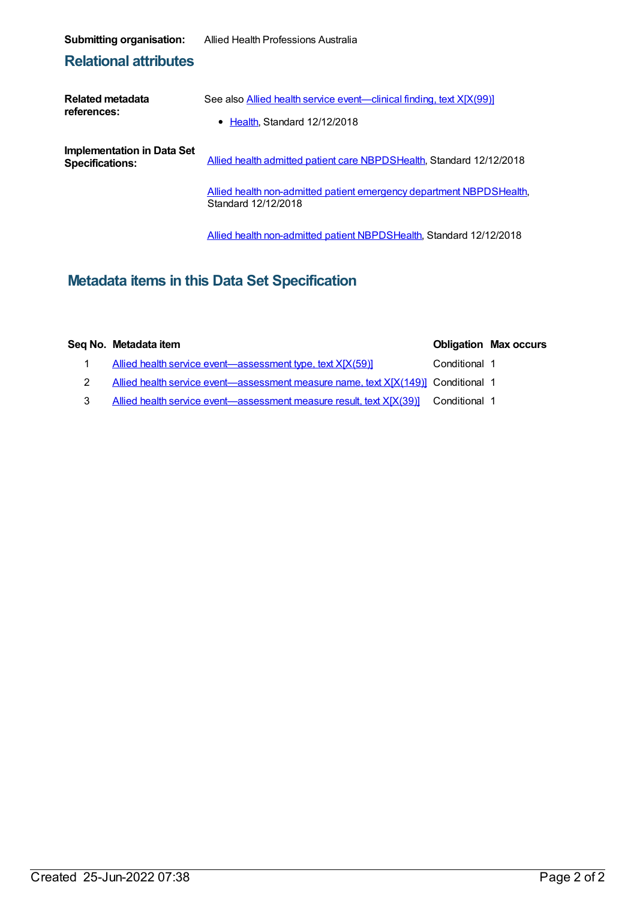**Submitting organisation:** Allied Health Professions Australia

## Relational attributes

**Related metadata references:**

See also Allied health service event—clinical finding, text X[X(99)]

- Health, Standard 12/12/2018

**Implementation in Data Set Specifications:**

Allied health admitted patient care NBPDSHealth, Standard 12/12/2018

Allied health non-admitted patient emergency department NBPDSHealth, Standard 12/12/2018

Allied health non-admitted patient NBPDSHealth, Standard 12/12/2018

## Metadata items in this Data Set Specification

| Seq No. | Metadata item | Obligation | Max occurs |
|---|---|---|---|
| 1 | Allied health service event—assessment type, text X[X(59)] | Conditional | 1 |
| 2 | Allied health service event—assessment measure name, text X[X(149)] | Conditional | 1 |
| 3 | Allied health service event—assessment measure result, text X[X(39)] | Conditional | 1 |

Created 25-Jun-2022 07:38